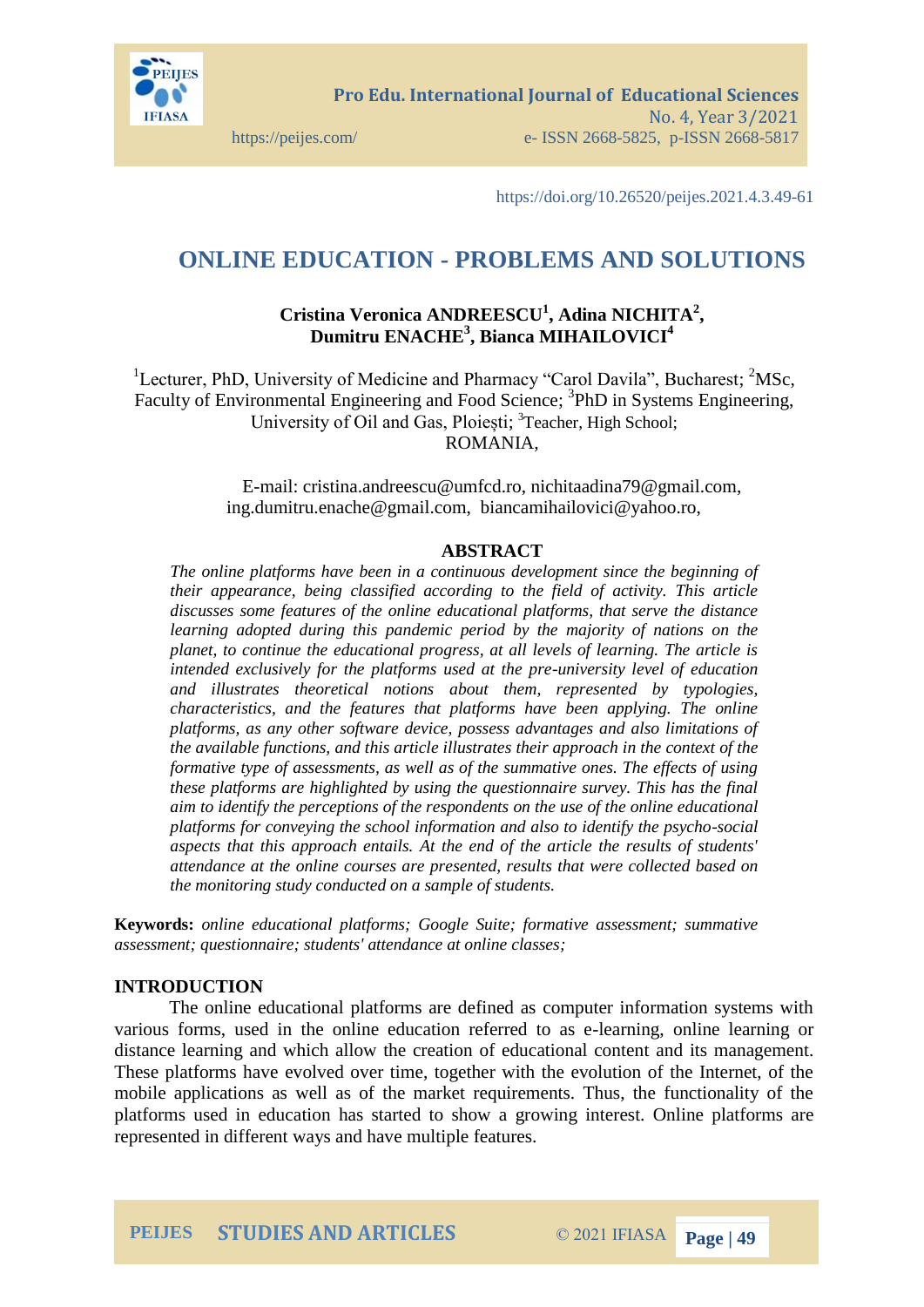https://doi.org/10.26520/peijes.2021.4.3.49-61

# ONLINE EDUCATION - PROBLEMS AND SOLUTIONS

**Cristina Veronica ANDREESCU[1], Adina NICHITA[2], Dumitru ENACHE[3], Bianca MIHAILOVICI[4]**

[1]Lecturer, PhD, University of Medicine and Pharmacy "Carol Davila", Bucharest; [2]MSc, Faculty of Environmental Engineering and Food Science; [3]PhD in Systems Engineering, University of Oil and Gas, Ploiești; [3]Teacher, High School; ROMANIA,

E-mail: cristina.andreescu@umfcd.ro, nichitaadina79@gmail.com, ing.dumitru.enache@gmail.com, biancamihailovici@yahoo.ro,

## ABSTRACT

*The online platforms have been in a continuous development since the beginning of their appearance, being classified according to the field of activity. This article discusses some features of the online educational platforms, that serve the distance learning adopted during this pandemic period by the majority of nations on the planet, to continue the educational progress, at all levels of learning. The article is intended exclusively for the platforms used at the pre-university level of education and illustrates theoretical notions about them, represented by typologies, characteristics, and the features that platforms have been applying. The online platforms, as any other software device, possess advantages and also limitations of the available functions, and this article illustrates their approach in the context of the formative type of assessments, as well as of the summative ones. The effects of using these platforms are highlighted by using the questionnaire survey. This has the final aim to identify the perceptions of the respondents on the use of the online educational platforms for conveying the school information and also to identify the psycho-social aspects that this approach entails. At the end of the article the results of students' attendance at the online courses are presented, results that were collected based on the monitoring study conducted on a sample of students.*

**Keywords:** *online educational platforms; Google Suite; formative assessment; summative assessment; questionnaire; students' attendance at online classes;*

## INTRODUCTION

The online educational platforms are defined as computer information systems with various forms, used in the online education referred to as e-learning, online learning or distance learning and which allow the creation of educational content and its management. These platforms have evolved over time, together with the evolution of the Internet, of the mobile applications as well as of the market requirements. Thus, the functionality of the platforms used in education has started to show a growing interest. Online platforms are represented in different ways and have multiple features.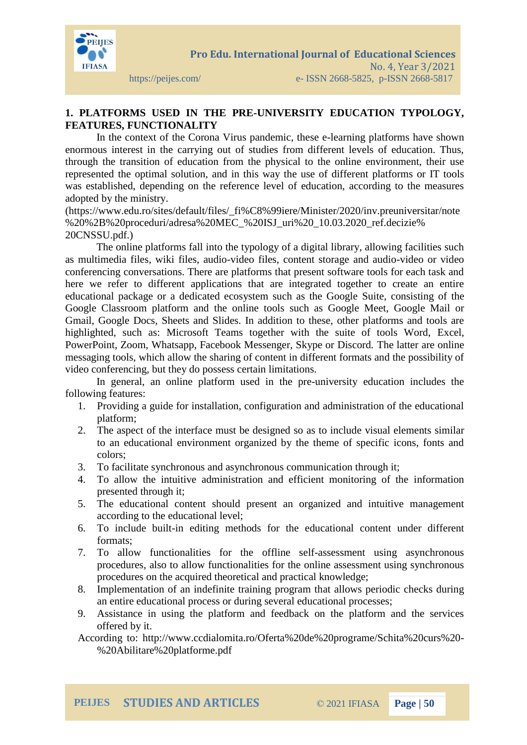## 1. PLATFORMS USED IN THE PRE-UNIVERSITY EDUCATION TYPOLOGY, FEATURES, FUNCTIONALITY

In the context of the Corona Virus pandemic, these e-learning platforms have shown enormous interest in the carrying out of studies from different levels of education. Thus, through the transition of education from the physical to the online environment, their use represented the optimal solution, and in this way the use of different platforms or IT tools was established, depending on the reference level of education, according to the measures adopted by the ministry.
(https://www.edu.ro/sites/default/files/_fi%C8%99iere/Minister/2020/inv.preuniversitar/note%20%2B%20proceduri/adresa%20MEC_%20ISJ_uri%20_10.03.2020_ref.decizie%20CNSSU.pdf.)

The online platforms fall into the typology of a digital library, allowing facilities such as multimedia files, wiki files, audio-video files, content storage and audio-video or video conferencing conversations. There are platforms that present software tools for each task and here we refer to different applications that are integrated together to create an entire educational package or a dedicated ecosystem such as the Google Suite, consisting of the Google Classroom platform and the online tools such as Google Meet, Google Mail or Gmail, Google Docs, Sheets and Slides. In addition to these, other platforms and tools are highlighted, such as: Microsoft Teams together with the suite of tools Word, Excel, PowerPoint, Zoom, Whatsapp, Facebook Messenger, Skype or Discord. The latter are online messaging tools, which allow the sharing of content in different formats and the possibility of video conferencing, but they do possess certain limitations.

In general, an online platform used in the pre-university education includes the following features:

1. Providing a guide for installation, configuration and administration of the educational platform;
2. The aspect of the interface must be designed so as to include visual elements similar to an educational environment organized by the theme of specific icons, fonts and colors;
3. To facilitate synchronous and asynchronous communication through it;
4. To allow the intuitive administration and efficient monitoring of the information presented through it;
5. The educational content should present an organized and intuitive management according to the educational level;
6. To include built-in editing methods for the educational content under different formats;
7. To allow functionalities for the offline self-assessment using asynchronous procedures, also to allow functionalities for the online assessment using synchronous procedures on the acquired theoretical and practical knowledge;
8. Implementation of an indefinite training program that allows periodic checks during an entire educational process or during several educational processes;
9. Assistance in using the platform and feedback on the platform and the services offered by it.

According to: http://www.ccdialomita.ro/Oferta%20de%20programe/Schita%20curs%20-%20Abilitare%20platforme.pdf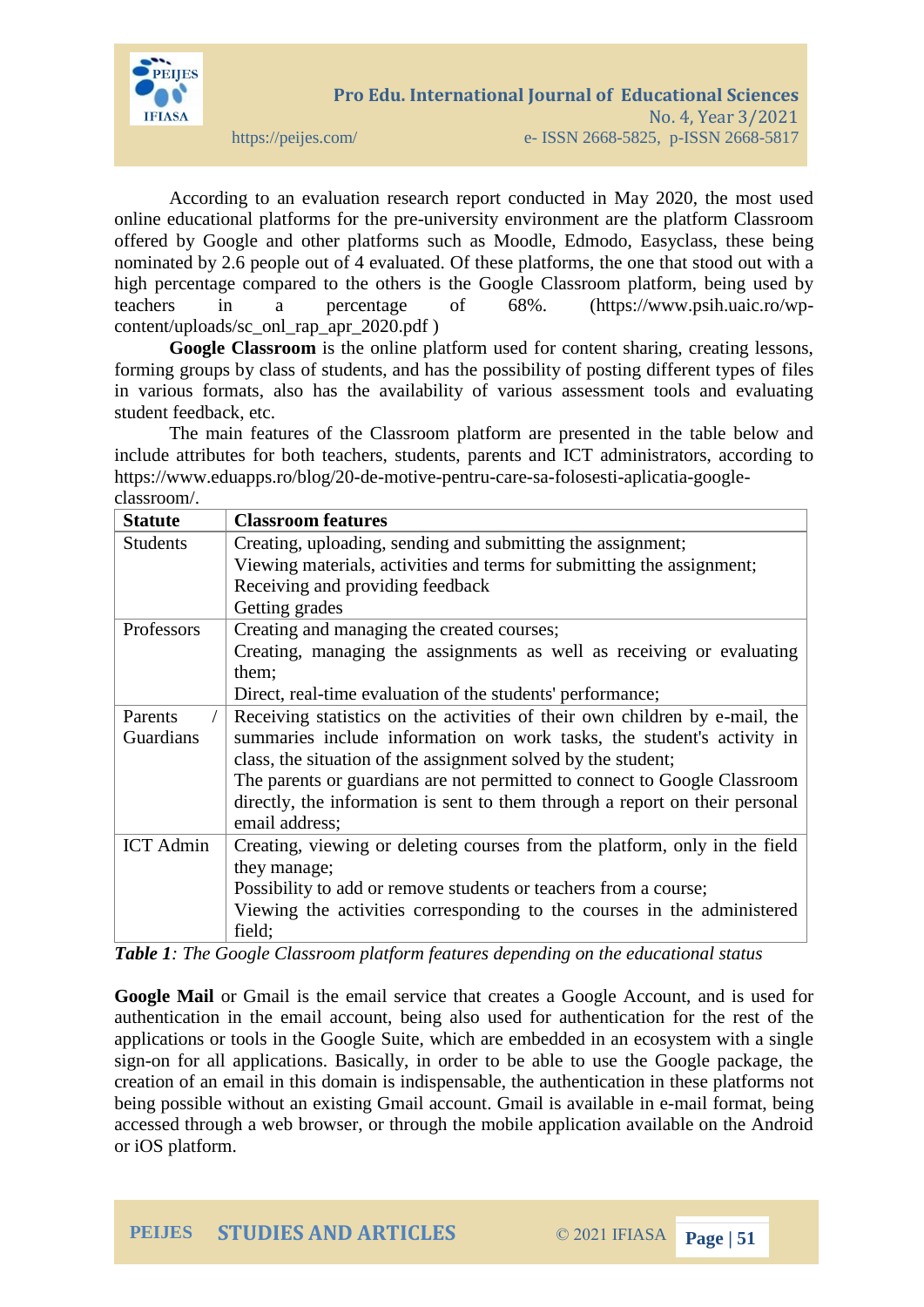According to an evaluation research report conducted in May 2020, the most used online educational platforms for the pre-university environment are the platform Classroom offered by Google and other platforms such as Moodle, Edmodo, Easyclass, these being nominated by 2.6 people out of 4 evaluated. Of these platforms, the one that stood out with a high percentage compared to the others is the Google Classroom platform, being used by teachers in a percentage of 68%. (https://www.psih.uaic.ro/wp-content/uploads/sc_onl_rap_apr_2020.pdf )

**Google Classroom** is the online platform used for content sharing, creating lessons, forming groups by class of students, and has the possibility of posting different types of files in various formats, also has the availability of various assessment tools and evaluating student feedback, etc.

The main features of the Classroom platform are presented in the table below and include attributes for both teachers, students, parents and ICT administrators, according to https://www.eduapps.ro/blog/20-de-motive-pentru-care-sa-folosesti-aplicatia-google-classroom/.

| **Statute** | **Classroom features** |
|---|---|
| Students | Creating, uploading, sending and submitting the assignment;<br>Viewing materials, activities and terms for submitting the assignment;<br>Receiving and providing feedback<br>Getting grades |
| Professors | Creating and managing the created courses;<br>Creating, managing the assignments as well as receiving or evaluating them;<br>Direct, real-time evaluation of the students' performance; |
| Parents / Guardians | Receiving statistics on the activities of their own children by e-mail, the summaries include information on work tasks, the student's activity in class, the situation of the assignment solved by the student;<br>The parents or guardians are not permitted to connect to Google Classroom directly, the information is sent to them through a report on their personal email address; |
| ICT Admin | Creating, viewing or deleting courses from the platform, only in the field they manage;<br>Possibility to add or remove students or teachers from a course;<br>Viewing the activities corresponding to the courses in the administered field; |

***Table 1****: The Google Classroom platform features depending on the educational status*

**Google Mail** or Gmail is the email service that creates a Google Account, and is used for authentication in the email account, being also used for authentication for the rest of the applications or tools in the Google Suite, which are embedded in an ecosystem with a single sign-on for all applications. Basically, in order to be able to use the Google package, the creation of an email in this domain is indispensable, the authentication in these platforms not being possible without an existing Gmail account. Gmail is available in e-mail format, being accessed through a web browser, or through the mobile application available on the Android or iOS platform.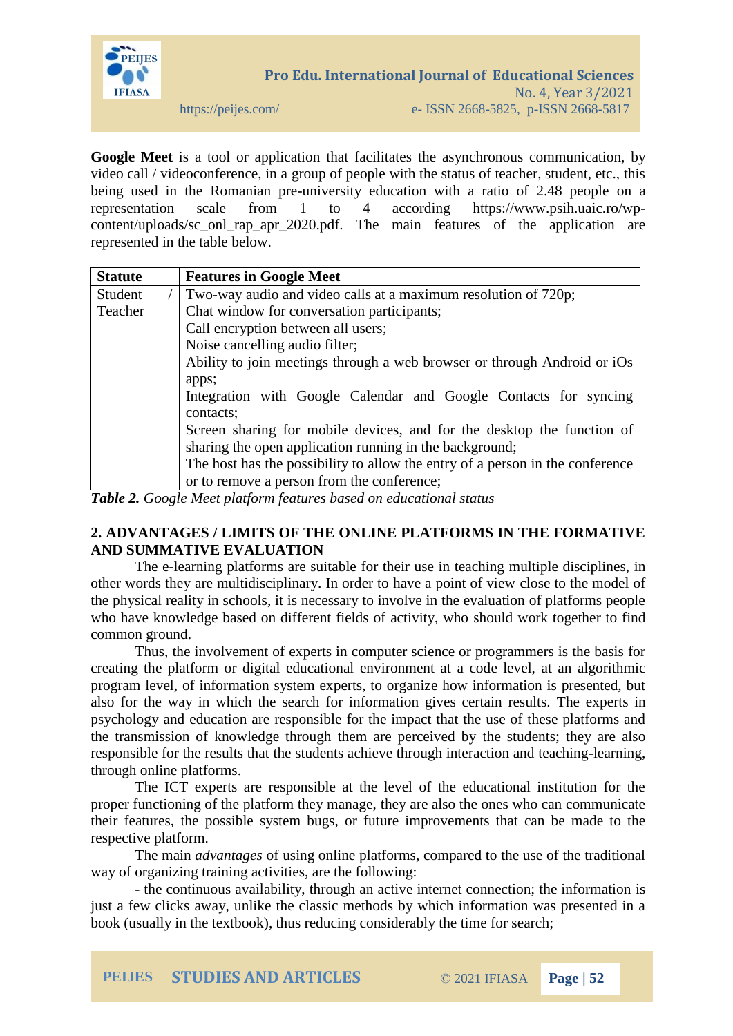**Google Meet** is a tool or application that facilitates the asynchronous communication, by video call / videoconference, in a group of people with the status of teacher, student, etc., this being used in the Romanian pre-university education with a ratio of 2.48 people on a representation scale from 1 to 4 according https://www.psih.uaic.ro/wp-content/uploads/sc_onl_rap_apr_2020.pdf. The main features of the application are represented in the table below.

| Statute | Features in Google Meet |
|---|---|
| Student / Teacher | Two-way audio and video calls at a maximum resolution of 720p;<br>Chat window for conversation participants;<br>Call encryption between all users;<br>Noise cancelling audio filter;<br>Ability to join meetings through a web browser or through Android or iOs apps;<br>Integration with Google Calendar and Google Contacts for syncing contacts;<br>Screen sharing for mobile devices, and for the desktop the function of sharing the open application running in the background;<br>The host has the possibility to allow the entry of a person in the conference or to remove a person from the conference; |

***Table 2.*** *Google Meet platform features based on educational status*

## 2. ADVANTAGES / LIMITS OF THE ONLINE PLATFORMS IN THE FORMATIVE AND SUMMATIVE EVALUATION

The e-learning platforms are suitable for their use in teaching multiple disciplines, in other words they are multidisciplinary. In order to have a point of view close to the model of the physical reality in schools, it is necessary to involve in the evaluation of platforms people who have knowledge based on different fields of activity, who should work together to find common ground.

Thus, the involvement of experts in computer science or programmers is the basis for creating the platform or digital educational environment at a code level, at an algorithmic program level, of information system experts, to organize how information is presented, but also for the way in which the search for information gives certain results. The experts in psychology and education are responsible for the impact that the use of these platforms and the transmission of knowledge through them are perceived by the students; they are also responsible for the results that the students achieve through interaction and teaching-learning, through online platforms.

The ICT experts are responsible at the level of the educational institution for the proper functioning of the platform they manage, they are also the ones who can communicate their features, the possible system bugs, or future improvements that can be made to the respective platform.

The main *advantages* of using online platforms, compared to the use of the traditional way of organizing training activities, are the following:

- the continuous availability, through an active internet connection; the information is just a few clicks away, unlike the classic methods by which information was presented in a book (usually in the textbook), thus reducing considerably the time for search;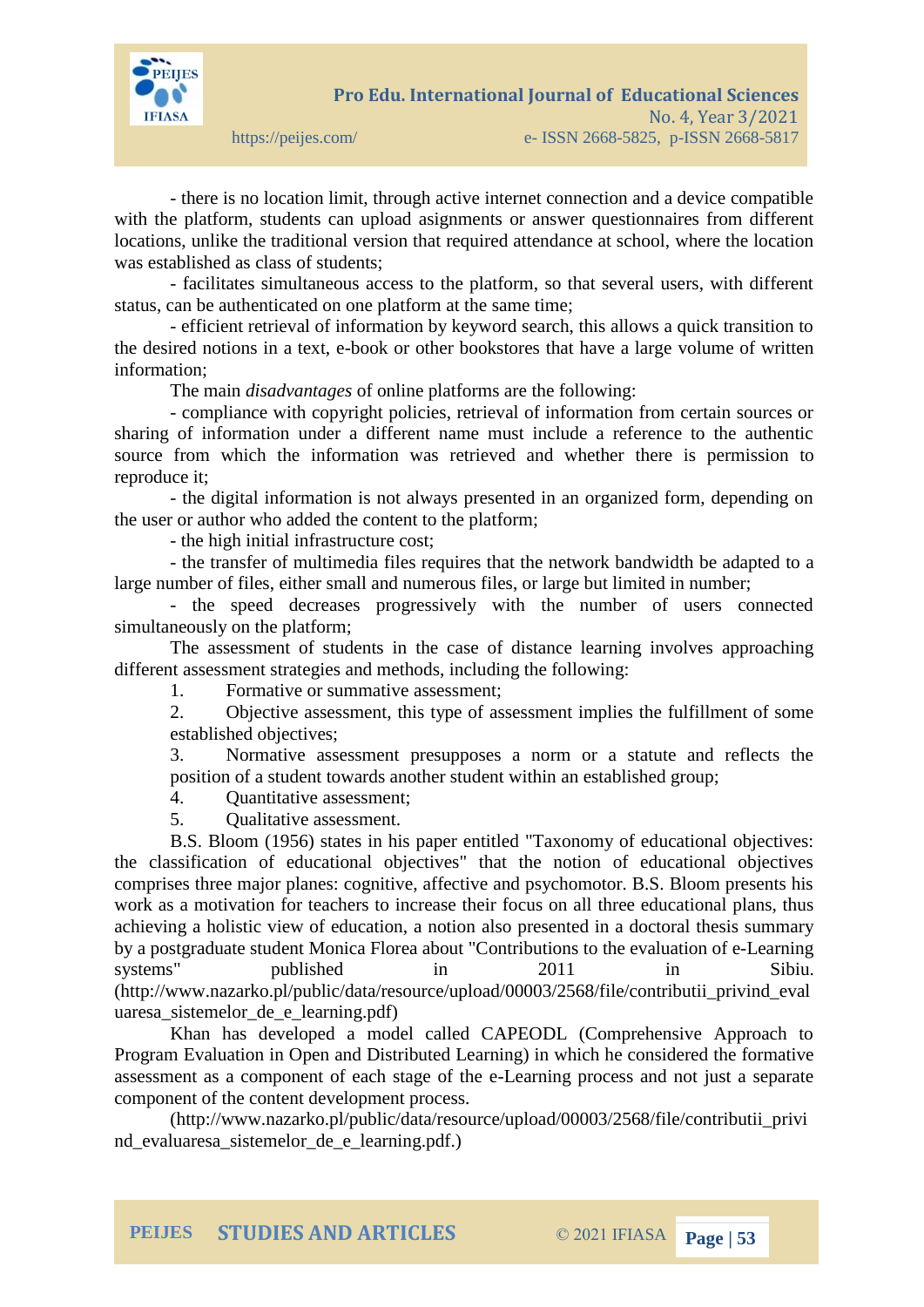- there is no location limit, through active internet connection and a device compatible with the platform, students can upload asignments or answer questionnaires from different locations, unlike the traditional version that required attendance at school, where the location was established as class of students;

- facilitates simultaneous access to the platform, so that several users, with different status, can be authenticated on one platform at the same time;

- efficient retrieval of information by keyword search, this allows a quick transition to the desired notions in a text, e-book or other bookstores that have a large volume of written information;

The main *disadvantages* of online platforms are the following:

- compliance with copyright policies, retrieval of information from certain sources or sharing of information under a different name must include a reference to the authentic source from which the information was retrieved and whether there is permission to reproduce it;

- the digital information is not always presented in an organized form, depending on the user or author who added the content to the platform;

- the high initial infrastructure cost;

- the transfer of multimedia files requires that the network bandwidth be adapted to a large number of files, either small and numerous files, or large but limited in number;

- the speed decreases progressively with the number of users connected simultaneously on the platform;

The assessment of students in the case of distance learning involves approaching different assessment strategies and methods, including the following:

1. Formative or summative assessment;
2. Objective assessment, this type of assessment implies the fulfillment of some established objectives;
3. Normative assessment presupposes a norm or a statute and reflects the position of a student towards another student within an established group;
4. Quantitative assessment;
5. Qualitative assessment.

B.S. Bloom (1956) states in his paper entitled "Taxonomy of educational objectives: the classification of educational objectives" that the notion of educational objectives comprises three major planes: cognitive, affective and psychomotor. B.S. Bloom presents his work as a motivation for teachers to increase their focus on all three educational plans, thus achieving a holistic view of education, a notion also presented in a doctoral thesis summary by a postgraduate student Monica Florea about "Contributions to the evaluation of e-Learning systems" published in 2011 in Sibiu. (http://www.nazarko.pl/public/data/resource/upload/00003/2568/file/contributii_privind_evaluaresa_sistemelor_de_e_learning.pdf)

Khan has developed a model called CAPEODL (Comprehensive Approach to Program Evaluation in Open and Distributed Learning) in which he considered the formative assessment as a component of each stage of the e-Learning process and not just a separate component of the content development process.

(http://www.nazarko.pl/public/data/resource/upload/00003/2568/file/contributii_privind_evaluaresa_sistemelor_de_e_learning.pdf.)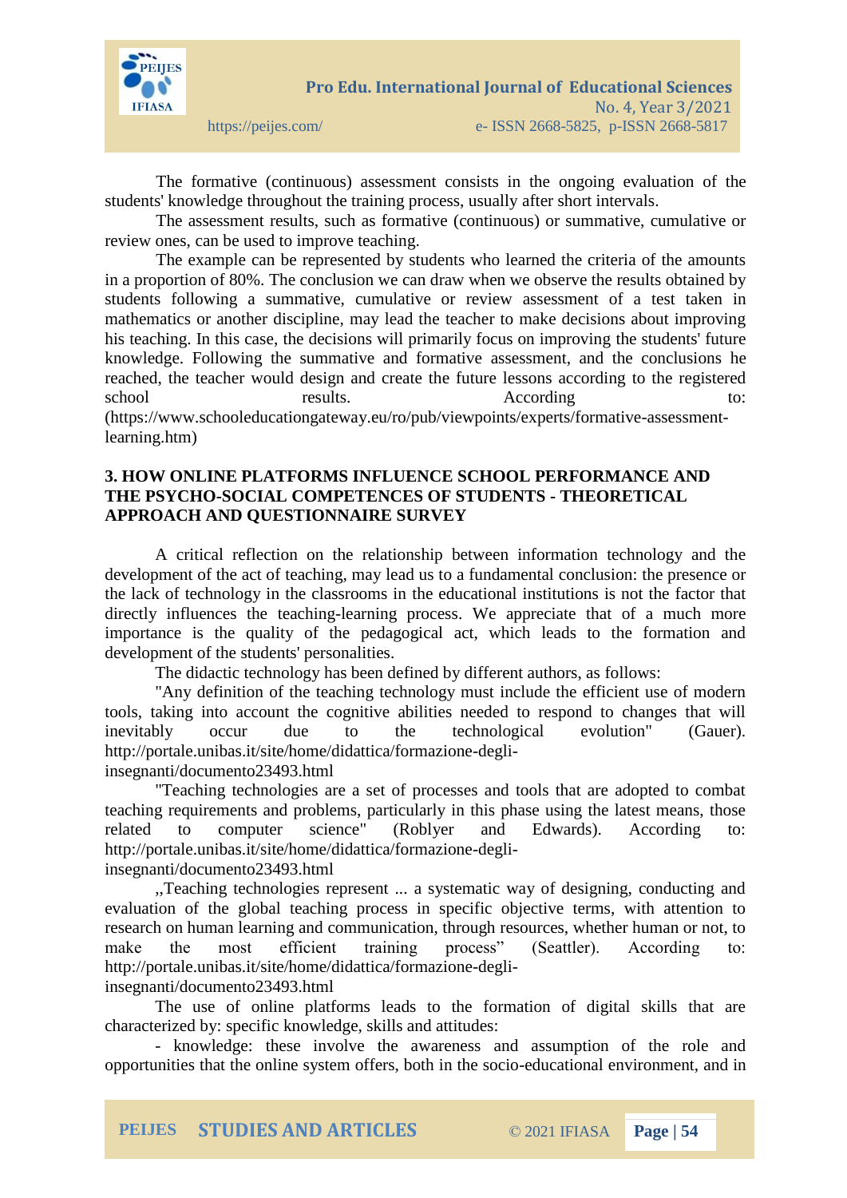The formative (continuous) assessment consists in the ongoing evaluation of the students' knowledge throughout the training process, usually after short intervals.

The assessment results, such as formative (continuous) or summative, cumulative or review ones, can be used to improve teaching.

The example can be represented by students who learned the criteria of the amounts in a proportion of 80%. The conclusion we can draw when we observe the results obtained by students following a summative, cumulative or review assessment of a test taken in mathematics or another discipline, may lead the teacher to make decisions about improving his teaching. In this case, the decisions will primarily focus on improving the students' future knowledge. Following the summative and formative assessment, and the conclusions he reached, the teacher would design and create the future lessons according to the registered school results. According to: (https://www.schooleducationgateway.eu/ro/pub/viewpoints/experts/formative-assessment-learning.htm)

## 3. HOW ONLINE PLATFORMS INFLUENCE SCHOOL PERFORMANCE AND THE PSYCHO-SOCIAL COMPETENCES OF STUDENTS - THEORETICAL APPROACH AND QUESTIONNAIRE SURVEY

A critical reflection on the relationship between information technology and the development of the act of teaching, may lead us to a fundamental conclusion: the presence or the lack of technology in the classrooms in the educational institutions is not the factor that directly influences the teaching-learning process. We appreciate that of a much more importance is the quality of the pedagogical act, which leads to the formation and development of the students' personalities.

The didactic technology has been defined by different authors, as follows:

"Any definition of the teaching technology must include the efficient use of modern tools, taking into account the cognitive abilities needed to respond to changes that will inevitably occur due to the technological evolution" (Gauer). http://portale.unibas.it/site/home/didattica/formazione-degli-insegnanti/documento23493.html

"Teaching technologies are a set of processes and tools that are adopted to combat teaching requirements and problems, particularly in this phase using the latest means, those related to computer science" (Roblyer and Edwards). According to: http://portale.unibas.it/site/home/didattica/formazione-degli-insegnanti/documento23493.html

„Teaching technologies represent ... a systematic way of designing, conducting and evaluation of the global teaching process in specific objective terms, with attention to research on human learning and communication, through resources, whether human or not, to make the most efficient training process" (Seattler). According to: http://portale.unibas.it/site/home/didattica/formazione-degli-insegnanti/documento23493.html

The use of online platforms leads to the formation of digital skills that are characterized by: specific knowledge, skills and attitudes:

- knowledge: these involve the awareness and assumption of the role and opportunities that the online system offers, both in the socio-educational environment, and in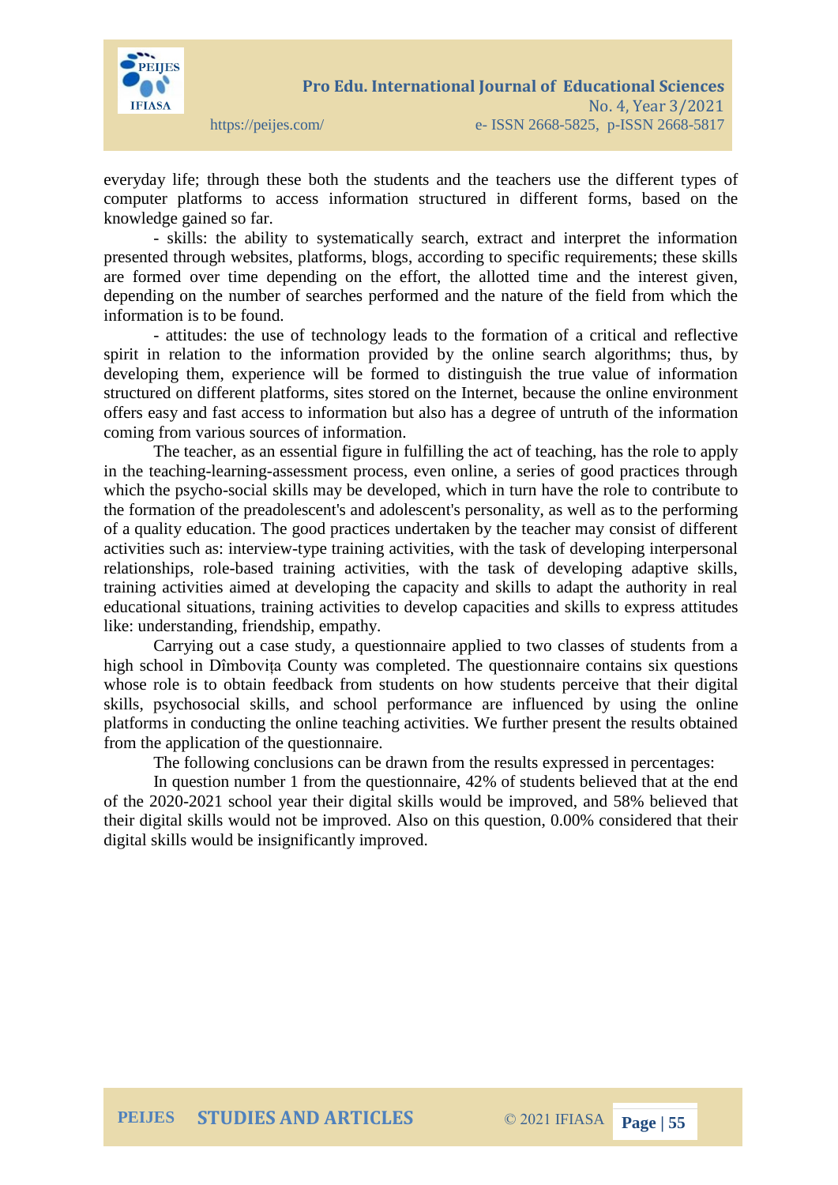everyday life; through these both the students and the teachers use the different types of computer platforms to access information structured in different forms, based on the knowledge gained so far.

- skills: the ability to systematically search, extract and interpret the information presented through websites, platforms, blogs, according to specific requirements; these skills are formed over time depending on the effort, the allotted time and the interest given, depending on the number of searches performed and the nature of the field from which the information is to be found.

- attitudes: the use of technology leads to the formation of a critical and reflective spirit in relation to the information provided by the online search algorithms; thus, by developing them, experience will be formed to distinguish the true value of information structured on different platforms, sites stored on the Internet, because the online environment offers easy and fast access to information but also has a degree of untruth of the information coming from various sources of information.

The teacher, as an essential figure in fulfilling the act of teaching, has the role to apply in the teaching-learning-assessment process, even online, a series of good practices through which the psycho-social skills may be developed, which in turn have the role to contribute to the formation of the preadolescent's and adolescent's personality, as well as to the performing of a quality education. The good practices undertaken by the teacher may consist of different activities such as: interview-type training activities, with the task of developing interpersonal relationships, role-based training activities, with the task of developing adaptive skills, training activities aimed at developing the capacity and skills to adapt the authority in real educational situations, training activities to develop capacities and skills to express attitudes like: understanding, friendship, empathy.

Carrying out a case study, a questionnaire applied to two classes of students from a high school in Dîmbovița County was completed. The questionnaire contains six questions whose role is to obtain feedback from students on how students perceive that their digital skills, psychosocial skills, and school performance are influenced by using the online platforms in conducting the online teaching activities. We further present the results obtained from the application of the questionnaire.

The following conclusions can be drawn from the results expressed in percentages:

In question number 1 from the questionnaire, 42% of students believed that at the end of the 2020-2021 school year their digital skills would be improved, and 58% believed that their digital skills would not be improved. Also on this question, 0.00% considered that their digital skills would be insignificantly improved.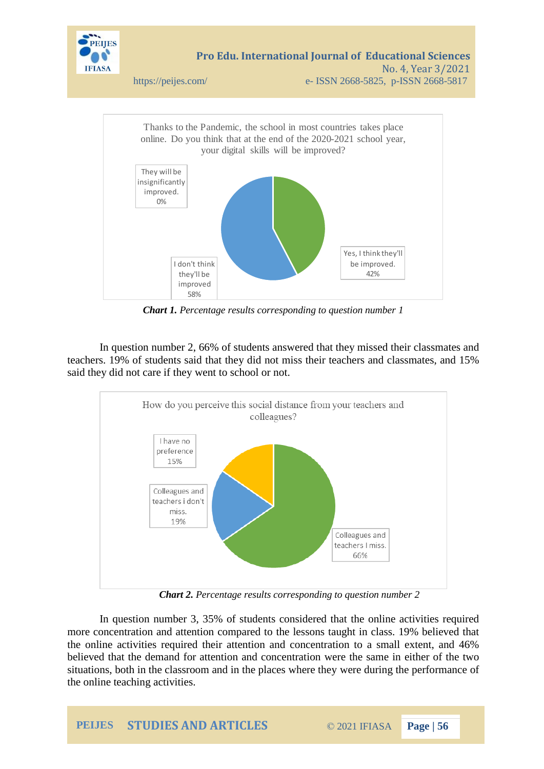Thanks to the Pandemic, the school in most countries takes place online. Do you think that at the end of the 2020-2021 school year, your digital skills will be improved?

They will be insignificantly improved. 0%

I don't think they'll be improved 58%

Yes, I think they'll be improved. 42%

***Chart 1.*** *Percentage results corresponding to question number 1*

In question number 2, 66% of students answered that they missed their classmates and teachers. 19% of students said that they did not miss their teachers and classmates, and 15% said they did not care if they went to school or not.

How do you perceive this social distance from your teachers and colleagues?

I have no preference 15%

Colleagues and teachers i don't miss. 19%

Colleagues and teachers I miss. 66%

***Chart 2.*** *Percentage results corresponding to question number 2*

In question number 3, 35% of students considered that the online activities required more concentration and attention compared to the lessons taught in class. 19% believed that the online activities required their attention and concentration to a small extent, and 46% believed that the demand for attention and concentration were the same in either of the two situations, both in the classroom and in the places where they were during the performance of the online teaching activities.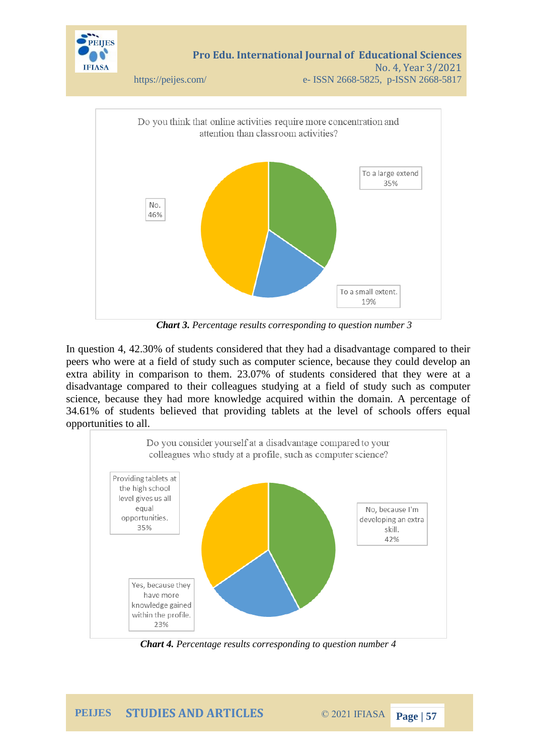Do you think that online activities require more concentration and attention than classroom activities?

- To a large extend 35%
- To a small extent. 19%
- No. 46%

***Chart 3.*** *Percentage results corresponding to question number 3*

In question 4, 42.30% of students considered that they had a disadvantage compared to their peers who were at a field of study such as computer science, because they could develop an extra ability in comparison to them. 23.07% of students considered that they were at a disadvantage compared to their colleagues studying at a field of study such as computer science, because they had more knowledge acquired within the domain. A percentage of 34.61% of students believed that providing tablets at the level of schools offers equal opportunities to all.

Do you consider yourself at a disadvantage compared to your colleagues who study at a profile, such as computer science?

- No, because I'm developing an extra skill. 42%
- Yes, because they have more knowledge gained within the profile. 23%
- Providing tablets at the high school level gives us all equal opportunities. 35%

***Chart 4.*** *Percentage results corresponding to question number 4*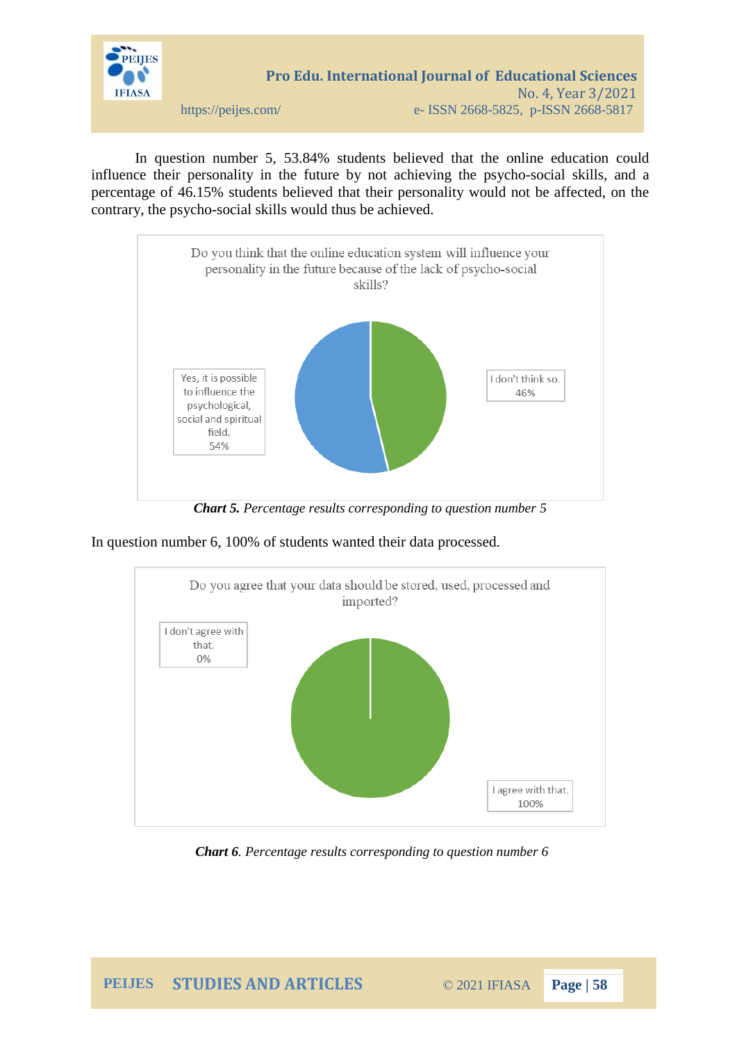In question number 5, 53.84% students believed that the online education could influence their personality in the future by not achieving the psycho-social skills, and a percentage of 46.15% students believed that their personality would not be affected, on the contrary, the psycho-social skills would thus be achieved.

Do you think that the online education system will influence your personality in the future because of the lack of psycho-social skills?

Yes, it is possible to influence the psychological, social and spiritual field. 54%

I don't think so. 46%

***Chart 5.*** *Percentage results corresponding to question number 5*

In question number 6, 100% of students wanted their data processed.

Do you agree that your data should be stored, used, processed and imported?

I don't agree with that. 0%

I agree with that. 100%

***Chart 6****. Percentage results corresponding to question number 6*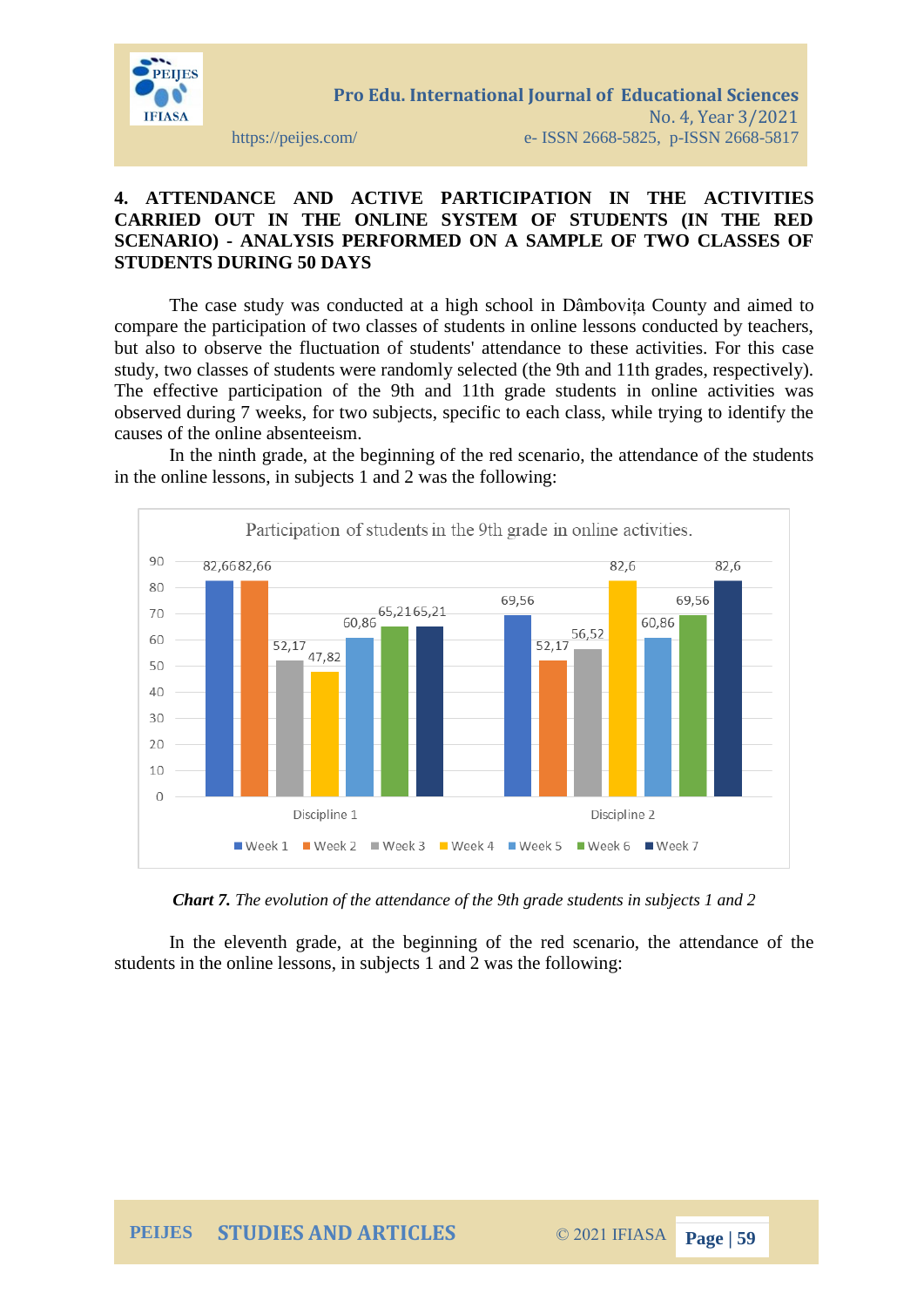**4. ATTENDANCE AND ACTIVE PARTICIPATION IN THE ACTIVITIES CARRIED OUT IN THE ONLINE SYSTEM OF STUDENTS (IN THE RED SCENARIO) - ANALYSIS PERFORMED ON A SAMPLE OF TWO CLASSES OF STUDENTS DURING 50 DAYS**

The case study was conducted at a high school in Dâmbovița County and aimed to compare the participation of two classes of students in online lessons conducted by teachers, but also to observe the fluctuation of students' attendance to these activities. For this case study, two classes of students were randomly selected (the 9th and 11th grades, respectively). The effective participation of the 9th and 11th grade students in online activities was observed during 7 weeks, for two subjects, specific to each class, while trying to identify the causes of the online absenteeism.

In the ninth grade, at the beginning of the red scenario, the attendance of the students in the online lessons, in subjects 1 and 2 was the following:

Participation of students in the 9th grade in online activities.

| | Week 1 | Week 2 | Week 3 | Week 4 | Week 5 | Week 6 | Week 7 |
|---|---|---|---|---|---|---|---|
| Discipline 1 | 82,66 | 82,66 | 52,17 | 47,82 | 60,86 | 65,21 | 65,21 |
| Discipline 2 | 69,56 | 52,17 | 56,52 | 82,6 | 60,86 | 69,56 | 82,6 |

***Chart 7.*** *The evolution of the attendance of the 9th grade students in subjects 1 and 2*

In the eleventh grade, at the beginning of the red scenario, the attendance of the students in the online lessons, in subjects 1 and 2 was the following: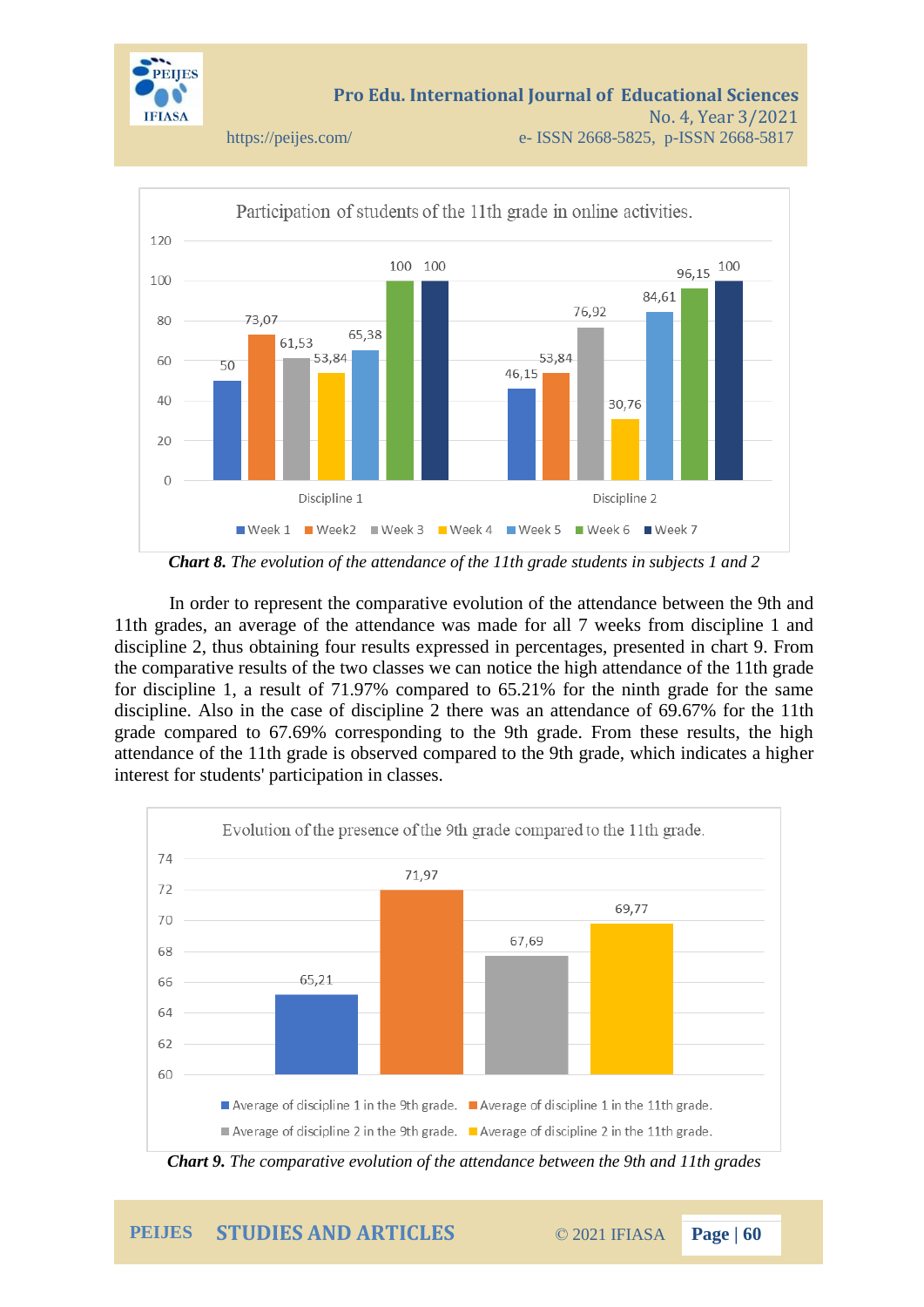**Participation of students of the 11th grade in online activities.**

| | Week 1 | Week2 | Week 3 | Week 4 | Week 5 | Week 6 | Week 7 |
|---|---|---|---|---|---|---|---|
| Discipline 1 | 50 | 73,07 | 61,53 | 53,84 | 65,38 | 100 | 100 |
| Discipline 2 | 46,15 | 53,84 | 76,92 | 30,76 | 84,61 | 96,15 | 100 |

***Chart 8.*** *The evolution of the attendance of the 11th grade students in subjects 1 and 2*

In order to represent the comparative evolution of the attendance between the 9th and 11th grades, an average of the attendance was made for all 7 weeks from discipline 1 and discipline 2, thus obtaining four results expressed in percentages, presented in chart 9. From the comparative results of the two classes we can notice the high attendance of the 11th grade for discipline 1, a result of 71.97% compared to 65.21% for the ninth grade for the same discipline. Also in the case of discipline 2 there was an attendance of 69.67% for the 11th grade compared to 67.69% corresponding to the 9th grade. From these results, the high attendance of the 11th grade is observed compared to the 9th grade, which indicates a higher interest for students' participation in classes.

**Evolution of the presence of the 9th grade compared to the 11th grade.**

| Series | Value |
|---|---|
| Average of discipline 1 in the 9th grade. | 65,21 |
| Average of discipline 1 in the 11th grade. | 71,97 |
| Average of discipline 2 in the 9th grade. | 67,69 |
| Average of discipline 2 in the 11th grade. | 69,77 |

***Chart 9.*** *The comparative evolution of the attendance between the 9th and 11th grades*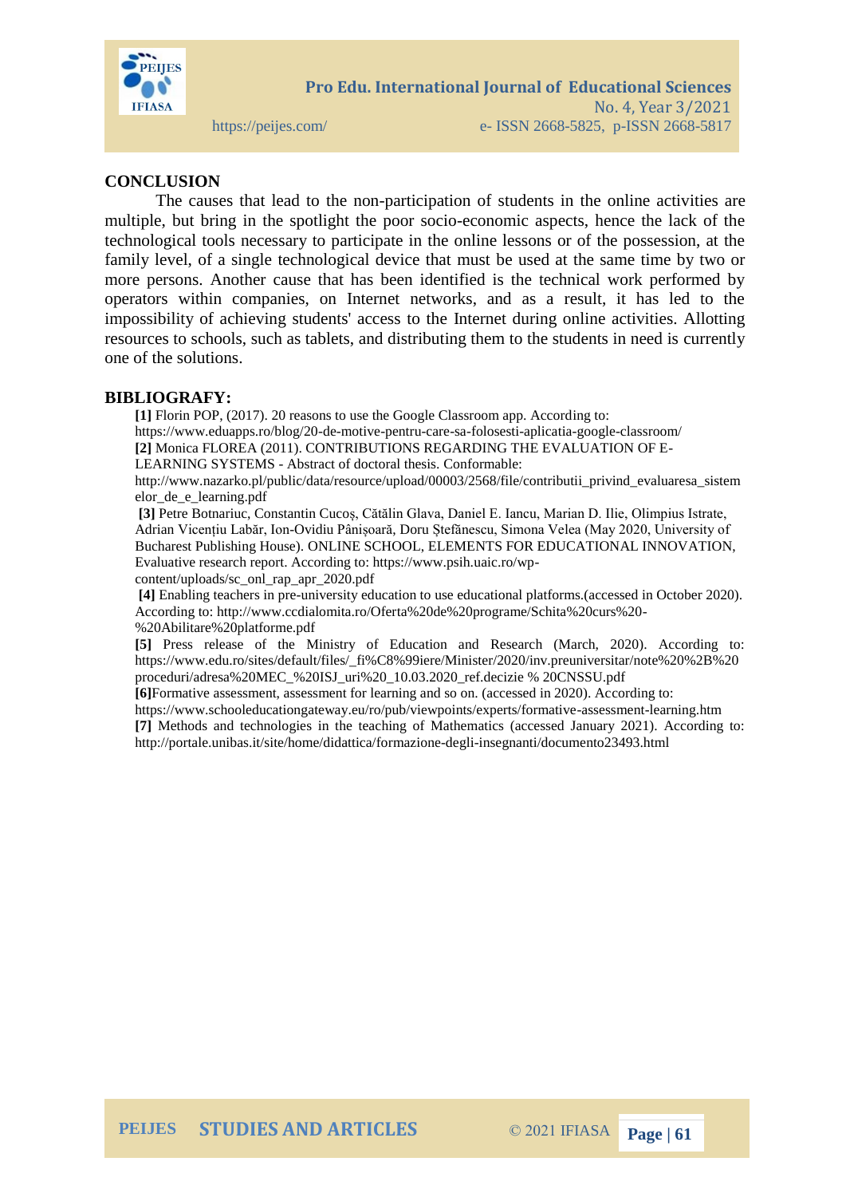## CONCLUSION

The causes that lead to the non-participation of students in the online activities are multiple, but bring in the spotlight the poor socio-economic aspects, hence the lack of the technological tools necessary to participate in the online lessons or of the possession, at the family level, of a single technological device that must be used at the same time by two or more persons. Another cause that has been identified is the technical work performed by operators within companies, on Internet networks, and as a result, it has led to the impossibility of achieving students' access to the Internet during online activities. Allotting resources to schools, such as tablets, and distributing them to the students in need is currently one of the solutions.

## BIBLIOGRAFY:

**[1]** Florin POP, (2017). 20 reasons to use the Google Classroom app. According to: https://www.eduapps.ro/blog/20-de-motive-pentru-care-sa-folosesti-aplicatia-google-classroom/

**[2]** Monica FLOREA (2011). CONTRIBUTIONS REGARDING THE EVALUATION OF E-LEARNING SYSTEMS - Abstract of doctoral thesis. Conformable: http://www.nazarko.pl/public/data/resource/upload/00003/2568/file/contributii_privind_evaluaresa_sistemelor_de_e_learning.pdf

**[3]** Petre Botnariuc, Constantin Cucoș, Cătălin Glava, Daniel E. Iancu, Marian D. Ilie, Olimpius Istrate, Adrian Vicențiu Labăr, Ion-Ovidiu Pânișoară, Doru Ștefănescu, Simona Velea (May 2020, University of Bucharest Publishing House). ONLINE SCHOOL, ELEMENTS FOR EDUCATIONAL INNOVATION, Evaluative research report. According to: https://www.psih.uaic.ro/wp-content/uploads/sc_onl_rap_apr_2020.pdf

**[4]** Enabling teachers in pre-university education to use educational platforms.(accessed in October 2020). According to: http://www.ccdialomita.ro/Oferta%20de%20programe/Schita%20curs%20-%20Abilitare%20platforme.pdf

**[5]** Press release of the Ministry of Education and Research (March, 2020). According to: https://www.edu.ro/sites/default/files/_fi%C8%99iere/Minister/2020/inv.preuniversitar/note%20%2B%20proceduri/adresa%20MEC_%20ISJ_uri%20_10.03.2020_ref.decizie % 20CNSSU.pdf

**[6]**Formative assessment, assessment for learning and so on. (accessed in 2020). According to: https://www.schooleducationgateway.eu/ro/pub/viewpoints/experts/formative-assessment-learning.htm

**[7]** Methods and technologies in the teaching of Mathematics (accessed January 2021). According to: http://portale.unibas.it/site/home/didattica/formazione-degli-insegnanti/documento23493.html